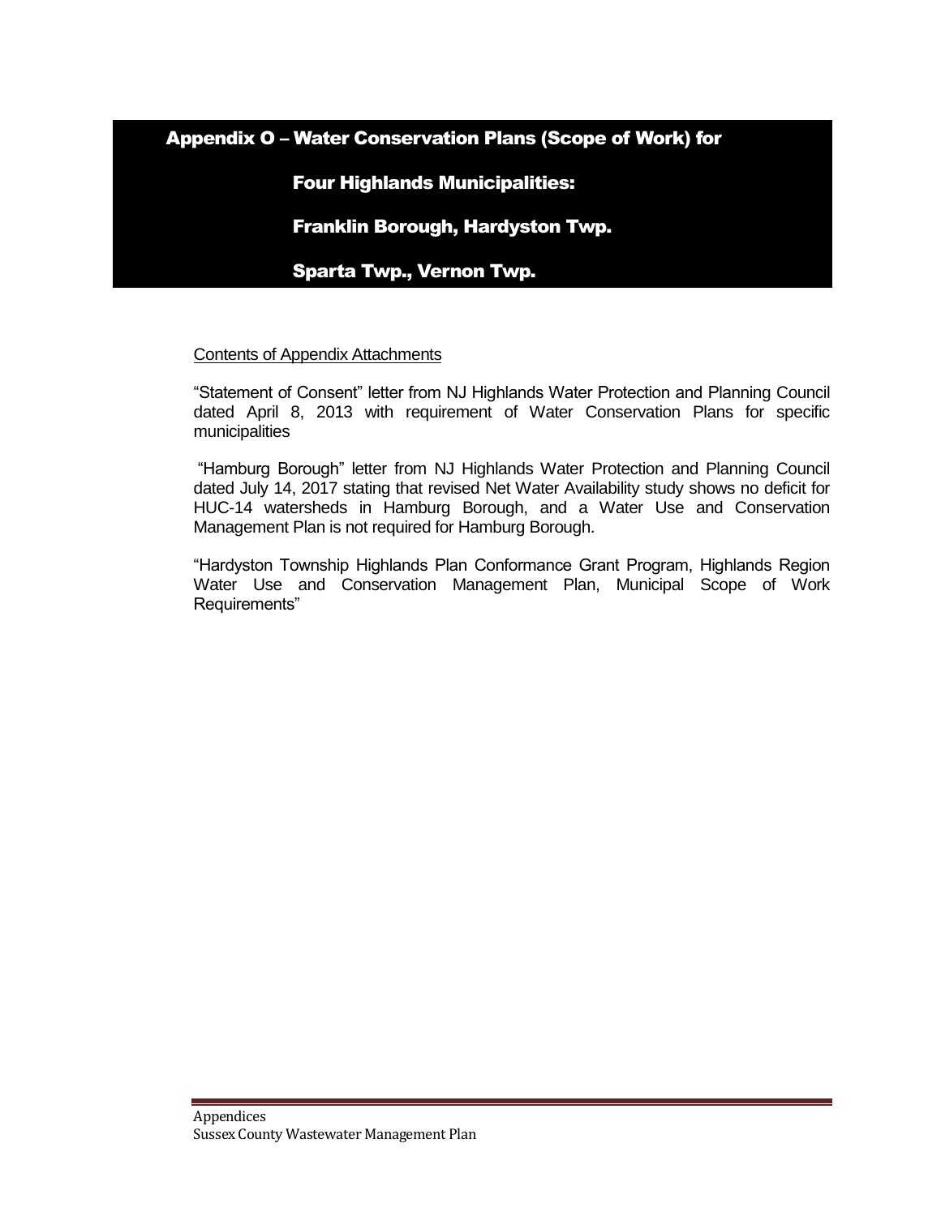# Appendix O – Water Conservation Plans (Scope of Work) for Four Highlands Municipalities: Franklin Borough, Hardyston Twp. Sparta Twp., Vernon Twp.

Contents of Appendix Attachments

"Statement of Consent" letter from NJ Highlands Water Protection and Planning Council dated April 8, 2013 with requirement of Water Conservation Plans for specific municipalities

"Hamburg Borough" letter from NJ Highlands Water Protection and Planning Council dated July 14, 2017 stating that revised Net Water Availability study shows no deficit for HUC-14 watersheds in Hamburg Borough, and a Water Use and Conservation Management Plan is not required for Hamburg Borough.

"Hardyston Township Highlands Plan Conformance Grant Program, Highlands Region Water Use and Conservation Management Plan, Municipal Scope of Work Requirements"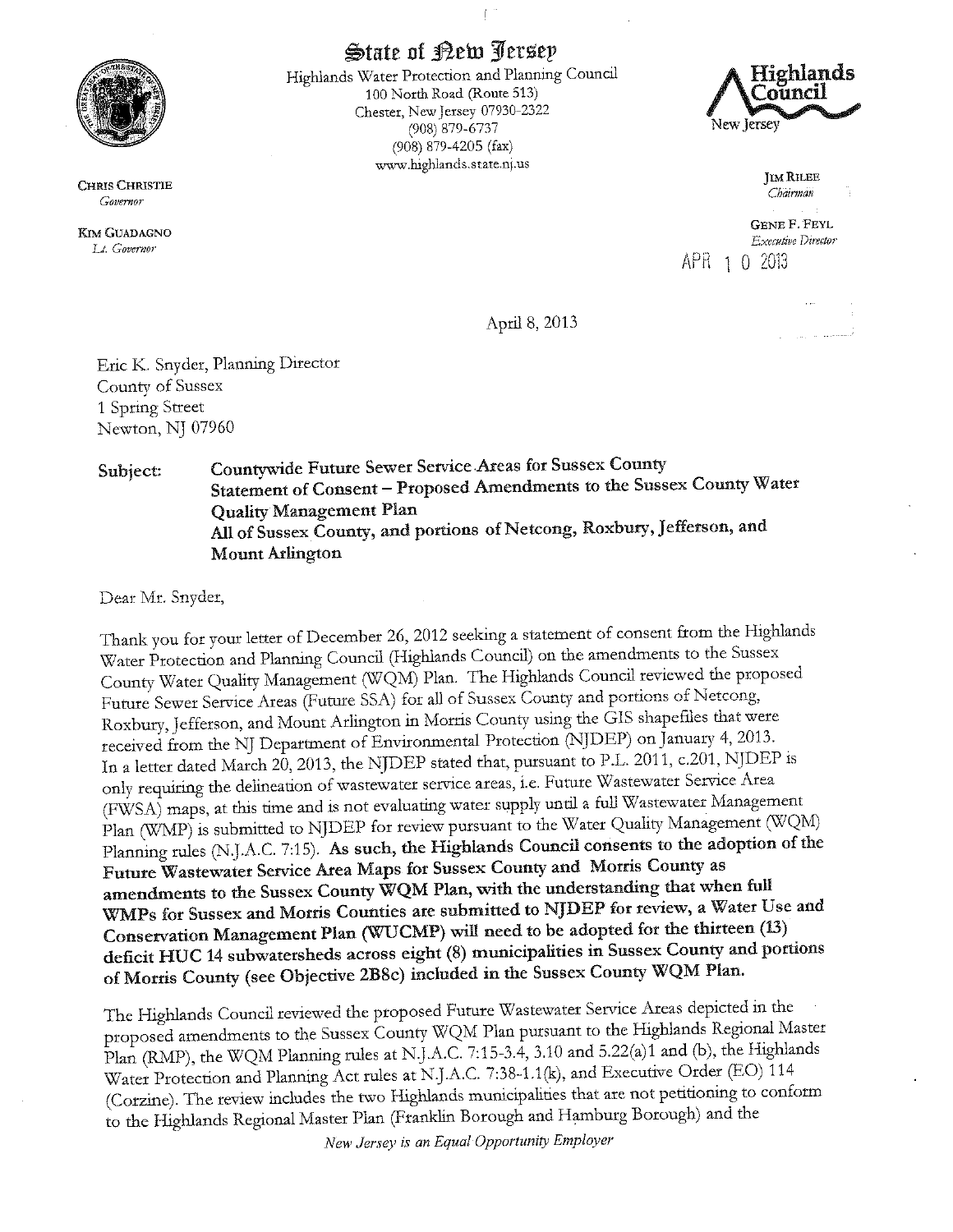# State of New Jersey

Highlands Water Protection and Planning Council
100 North Road (Route 513)
Chester, New Jersey 07930-2322
(908) 879-6737
(908) 879-4205 (fax)
www.highlands.state.nj.us

Highlands Council
New Jersey

CHRIS CHRISTIE
*Governor*

KIM GUADAGNO
*Lt. Governor*

JIM RILEE
*Chairman*

GENE F. FEYL
*Executive Director*

APR 10 2013

April 8, 2013

Eric K. Snyder, Planning Director
County of Sussex
1 Spring Street
Newton, NJ 07960

**Subject: Countywide Future Sewer Service Areas for Sussex County
Statement of Consent – Proposed Amendments to the Sussex County Water Quality Management Plan
All of Sussex County, and portions of Netcong, Roxbury, Jefferson, and Mount Arlington**

Dear Mr. Snyder,

Thank you for your letter of December 26, 2012 seeking a statement of consent from the Highlands Water Protection and Planning Council (Highlands Council) on the amendments to the Sussex County Water Quality Management (WQM) Plan. The Highlands Council reviewed the proposed Future Sewer Service Areas (Future SSA) for all of Sussex County and portions of Netcong, Roxbury, Jefferson, and Mount Arlington in Morris County using the GIS shapefiles that were received from the NJ Department of Environmental Protection (NJDEP) on January 4, 2013. In a letter dated March 20, 2013, the NJDEP stated that, pursuant to P.L. 2011, c.201, NJDEP is only requiring the delineation of wastewater service areas, i.e. Future Wastewater Service Area (FWSA) maps, at this time and is not evaluating water supply until a full Wastewater Management Plan (WMP) is submitted to NJDEP for review pursuant to the Water Quality Management (WQM) Planning rules (N.J.A.C. 7:15). **As such, the Highlands Council consents to the adoption of the Future Wastewater Service Area Maps for Sussex County and Morris County as amendments to the Sussex County WQM Plan, with the understanding that when full WMPs for Sussex and Morris Counties are submitted to NJDEP for review, a Water Use and Conservation Management Plan (WUCMP) will need to be adopted for the thirteen (13) deficit HUC 14 subwatersheds across eight (8) municipalities in Sussex County and portions of Morris County (see Objective 2B8c) included in the Sussex County WQM Plan.**

The Highlands Council reviewed the proposed Future Wastewater Service Areas depicted in the proposed amendments to the Sussex County WQM Plan pursuant to the Highlands Regional Master Plan (RMP), the WQM Planning rules at N.J.A.C. 7:15-3.4, 3.10 and 5.22(a)1 and (b), the Highlands Water Protection and Planning Act rules at N.J.A.C. 7:38-1.1(k), and Executive Order (EO) 114 (Corzine). The review includes the two Highlands municipalities that are not petitioning to conform to the Highlands Regional Master Plan (Franklin Borough and Hamburg Borough) and the

*New Jersey is an Equal Opportunity Employer*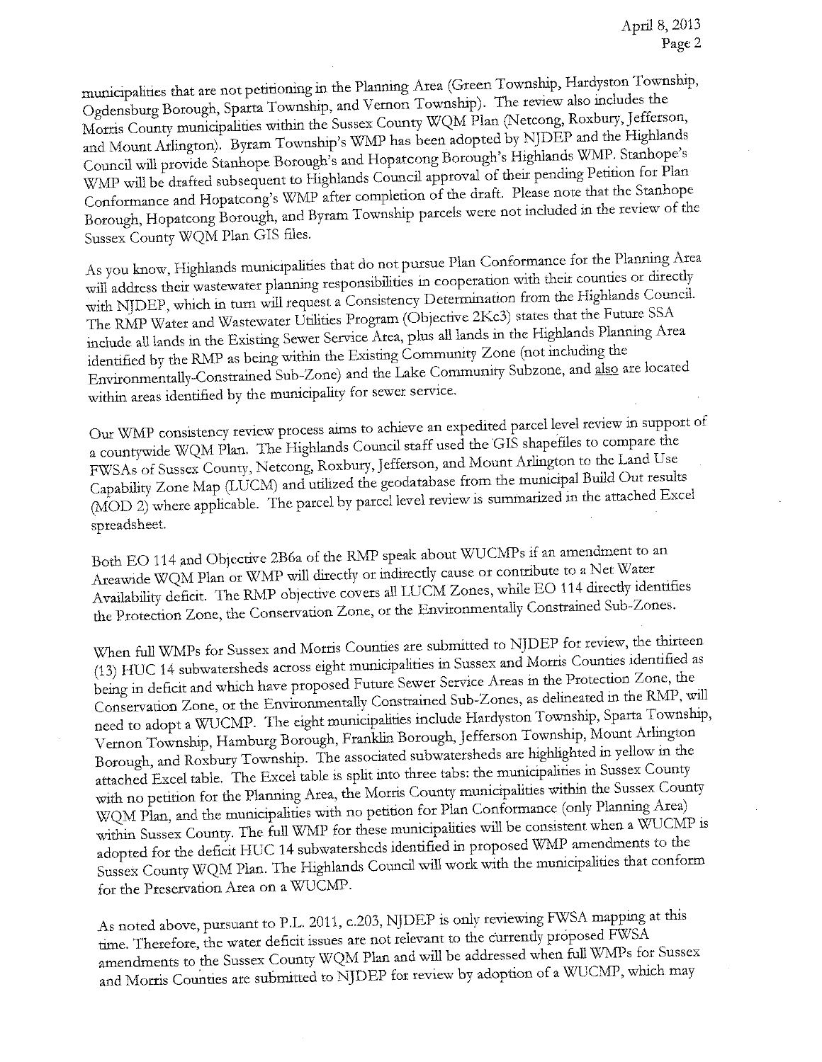municipalities that are not petitioning in the Planning Area (Green Township, Hardyston Township, Ogdensburg Borough, Sparta Township, and Vernon Township). The review also includes the Morris County municipalities within the Sussex County WQM Plan (Netcong, Roxbury, Jefferson, and Mount Arlington). Byram Township's WMP has been adopted by NJDEP and the Highlands Council will provide Stanhope Borough's and Hopatcong Borough's Highlands WMP. Stanhope's WMP will be drafted subsequent to Highlands Council approval of their pending Petition for Plan Conformance and Hopatcong's WMP after completion of the draft. Please note that the Stanhope Borough, Hopatcong Borough, and Byram Township parcels were not included in the review of the Sussex County WQM Plan GIS files.

As you know, Highlands municipalities that do not pursue Plan Conformance for the Planning Area will address their wastewater planning responsibilities in cooperation with their counties or directly with NJDEP, which in turn will request a Consistency Determination from the Highlands Council. The RMP Water and Wastewater Utilities Program (Objective 2Kc3) states that the Future SSA include all lands in the Existing Sewer Service Area, plus all lands in the Highlands Planning Area identified by the RMP as being within the Existing Community Zone (not including the Environmentally-Constrained Sub-Zone) and the Lake Community Subzone, and also are located within areas identified by the municipality for sewer service.

Our WMP consistency review process aims to achieve an expedited parcel level review in support of a countywide WQM Plan. The Highlands Council staff used the GIS shapefiles to compare the FWSAs of Sussex County, Netcong, Roxbury, Jefferson, and Mount Arlington to the Land Use Capability Zone Map (LUCM) and utilized the geodatabase from the municipal Build Out results (MOD 2) where applicable. The parcel by parcel level review is summarized in the attached Excel spreadsheet.

Both EO 114 and Objective 2B6a of the RMP speak about WUCMPs if an amendment to an Areawide WQM Plan or WMP will directly or indirectly cause or contribute to a Net Water Availability deficit. The RMP objective covers all LUCM Zones, while EO 114 directly identifies the Protection Zone, the Conservation Zone, or the Environmentally Constrained Sub-Zones.

When full WMPs for Sussex and Morris Counties are submitted to NJDEP for review, the thirteen (13) HUC 14 subwatersheds across eight municipalities in Sussex and Morris Counties identified as being in deficit and which have proposed Future Sewer Service Areas in the Protection Zone, the Conservation Zone, or the Environmentally Constrained Sub-Zones, as delineated in the RMP, will need to adopt a WUCMP. The eight municipalities include Hardyston Township, Sparta Township, Vernon Township, Hamburg Borough, Franklin Borough, Jefferson Township, Mount Arlington Borough, and Roxbury Township. The associated subwatersheds are highlighted in yellow in the attached Excel table. The Excel table is split into three tabs: the municipalities in Sussex County with no petition for the Planning Area, the Morris County municipalities within the Sussex County WQM Plan, and the municipalities with no petition for Plan Conformance (only Planning Area) within Sussex County. The full WMP for these municipalities will be consistent when a WUCMP is adopted for the deficit HUC 14 subwatersheds identified in proposed WMP amendments to the Sussex County WQM Plan. The Highlands Council will work with the municipalities that conform for the Preservation Area on a WUCMP.

As noted above, pursuant to P.L. 2011, c.203, NJDEP is only reviewing FWSA mapping at this time. Therefore, the water deficit issues are not relevant to the currently proposed FWSA amendments to the Sussex County WQM Plan and will be addressed when full WMPs for Sussex and Morris Counties are submitted to NJDEP for review by adoption of a WUCMP, which may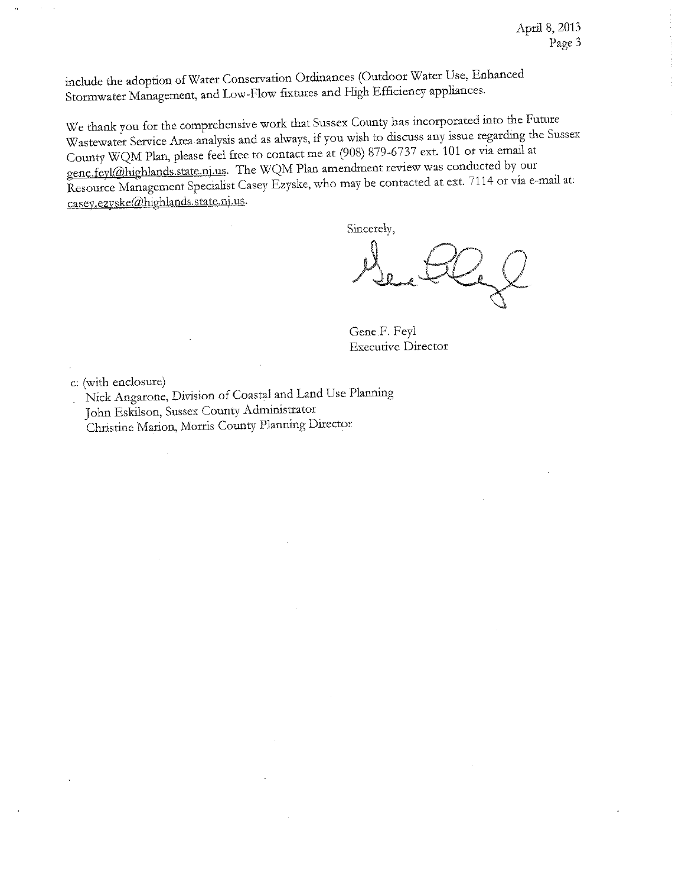include the adoption of Water Conservation Ordinances (Outdoor Water Use, Enhanced Stormwater Management, and Low-Flow fixtures and High Efficiency appliances.

We thank you for the comprehensive work that Sussex County has incorporated into the Future Wastewater Service Area analysis and as always, if you wish to discuss any issue regarding the Sussex County WQM Plan, please feel free to contact me at (908) 879-6737 ext. 101 or via email at gene.feyl@highlands.state.nj.us. The WQM Plan amendment review was conducted by our Resource Management Specialist Casey Ezyske, who may be contacted at ext. 7114 or via e-mail at: casey.ezyske@highlands.state.nj.us.

Sincerely,

Gene F. Feyl
Executive Director

c: (with enclosure)
Nick Angarone, Division of Coastal and Land Use Planning
John Eskilson, Sussex County Administrator
Christine Marion, Morris County Planning Director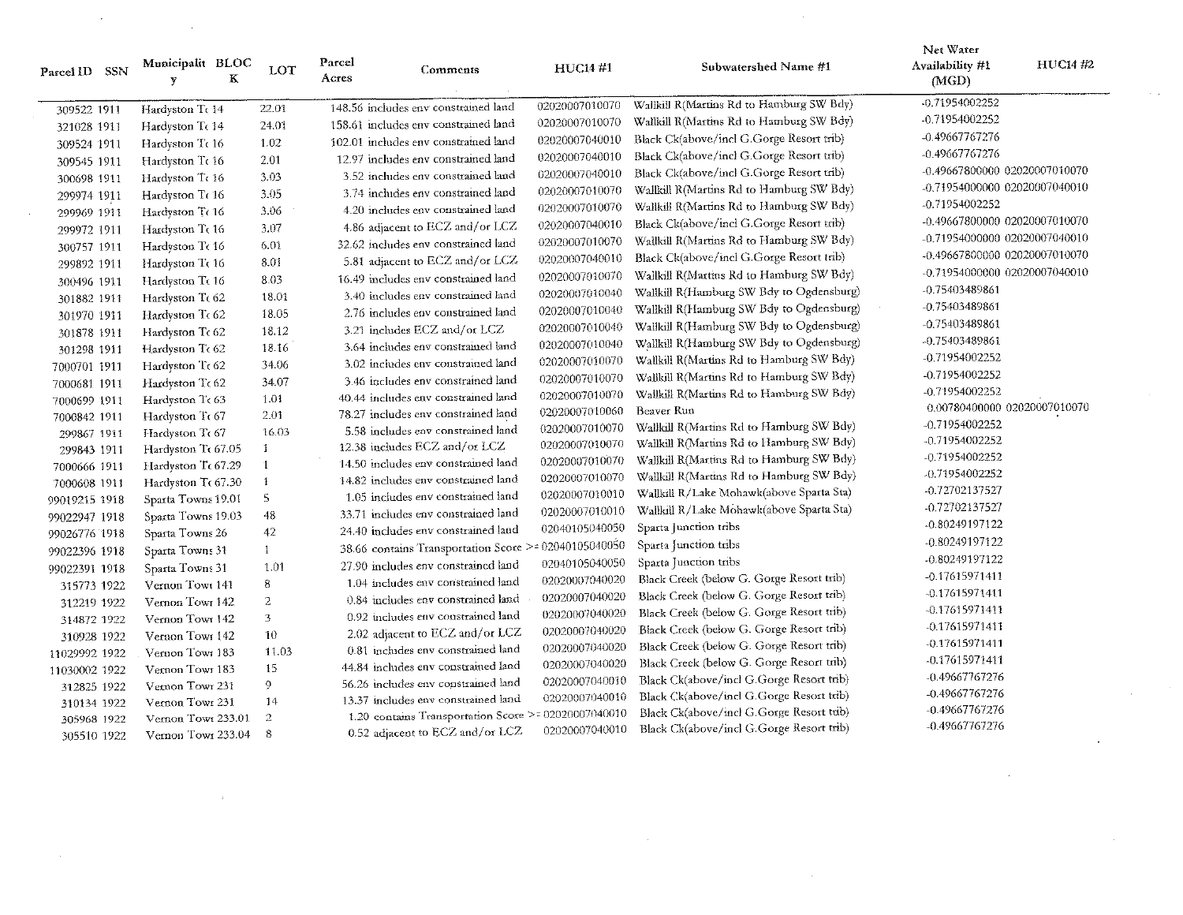| Parcel ID | SSN | Municipality | BLOCK | LOT | Parcel Acres | Comments | HUC14 #1 | Subwatershed Name #1 | Net Water Availability #1 (MGD) | HUC14 #2 |
|---|---|---|---|---|---|---|---|---|---|---|
| 309522 | 1911 | Hardyston Tc | 14 | 22.01 | 148.56 | includes env constrained land | 02020007010070 | Wallkill R(Martins Rd to Hamburg SW Bdy) | -0.71954002252 | |
| 321028 | 1911 | Hardyston Tc | 14 | 24.01 | 158.61 | includes env constrained land | 02020007010070 | Wallkill R(Martins Rd to Hamburg SW Bdy) | -0.71954002252 | |
| 309524 | 1911 | Hardyston Tc | 16 | 1.02 | 102.01 | includes env constrained land | 02020007040010 | Black Ck(above/incl G.Gorge Resort trib) | -0.49667767276 | |
| 309545 | 1911 | Hardyston Tc | 16 | 2.01 | 12.97 | includes env constrained land | 02020007040010 | Black Ck(above/incl G.Gorge Resort trib) | -0.49667767276 | |
| 300698 | 1911 | Hardyston Tc | 16 | 3.03 | 3.52 | includes env constrained land | 02020007040010 | Black Ck(above/incl G.Gorge Resort trib) | -0.49667800000 | 02020007010070 |
| 299974 | 1911 | Hardyston Tc | 16 | 3.05 | 3.74 | includes env constrained land | 02020007010070 | Wallkill R(Martins Rd to Hamburg SW Bdy) | -0.71954000000 | 02020007040010 |
| 299969 | 1911 | Hardyston Tc | 16 | 3.06 | 4.20 | includes env constrained land | 02020007010070 | Wallkill R(Martins Rd to Hamburg SW Bdy) | -0.71954002252 | |
| 299972 | 1911 | Hardyston Tc | 16 | 3.07 | 4.86 | adjacent to ECZ and/or LCZ | 02020007040010 | Black Ck(above/incl G.Gorge Resort trib) | -0.49667800000 | 02020007010070 |
| 300757 | 1911 | Hardyston Tc | 16 | 6.01 | 32.62 | includes env constrained land | 02020007010070 | Wallkill R(Martins Rd to Hamburg SW Bdy) | -0.71954000000 | 02020007040010 |
| 299892 | 1911 | Hardyston Tc | 16 | 8.01 | 5.81 | adjacent to ECZ and/or LCZ | 02020007040010 | Black Ck(above/incl G.Gorge Resort trib) | -0.49667800000 | 02020007010070 |
| 300496 | 1911 | Hardyston Tc | 16 | 8.03 | 16.49 | includes env constrained land | 02020007010070 | Wallkill R(Martins Rd to Hamburg SW Bdy) | -0.71954000000 | 02020007040010 |
| 301882 | 1911 | Hardyston Tc | 62 | 18.01 | 3.40 | includes env constrained land | 02020007010040 | Wallkill R(Hamburg SW Bdy to Ogdensburg) | -0.75403489861 | |
| 301970 | 1911 | Hardyston Tc | 62 | 18.05 | 2.76 | includes env constrained land | 02020007010040 | Wallkill R(Hamburg SW Bdy to Ogdensburg) | -0.75403489861 | |
| 301878 | 1911 | Hardyston Tc | 62 | 18.12 | 3.21 | includes ECZ and/or LCZ | 02020007010040 | Wallkill R(Hamburg SW Bdy to Ogdensburg) | -0.75403489861 | |
| 301298 | 1911 | Hardyston Tc | 62 | 18.16 | 3.64 | includes env constrained land | 02020007010040 | Wallkill R(Hamburg SW Bdy to Ogdensburg) | -0.75403489861 | |
| 7000701 | 1911 | Hardyston Tc | 62 | 34.06 | 3.02 | includes env constrained land | 02020007010070 | Wallkill R(Martins Rd to Hamburg SW Bdy) | -0.71954002252 | |
| 7000681 | 1911 | Hardyston Tc | 62 | 34.07 | 3.46 | includes env constrained land | 02020007010070 | Wallkill R(Martins Rd to Hamburg SW Bdy) | -0.71954002252 | |
| 7000699 | 1911 | Hardyston Tc | 63 | 1.01 | 40.44 | includes env constrained land | 02020007010070 | Wallkill R(Martins Rd to Hamburg SW Bdy) | -0.71954002252 | |
| 7000842 | 1911 | Hardyston Tc | 67 | 2.01 | 78.27 | includes env constrained land | 02020007010060 | Beaver Run | 0.00780400000 | 02020007010070 |
| 299867 | 1911 | Hardyston Tc | 67 | 16.03 | 5.58 | includes env constrained land | 02020007010070 | Wallkill R(Martins Rd to Hamburg SW Bdy) | -0.71954002252 | |
| 299843 | 1911 | Hardyston Tc | 67.05 | 1 | 12.38 | includes ECZ and/or LCZ | 02020007010070 | Wallkill R(Martins Rd to Hamburg SW Bdy) | -0.71954002252 | |
| 7000666 | 1911 | Hardyston Tc | 67.29 | 1 | 14.50 | includes env constrained land | 02020007010070 | Wallkill R(Martins Rd to Hamburg SW Bdy) | -0.71954002252 | |
| 7000608 | 1911 | Hardyston Tc | 67.30 | 1 | 14.82 | includes env constrained land | 02020007010070 | Wallkill R(Martins Rd to Hamburg SW Bdy) | -0.71954002252 | |
| 99019215 | 1918 | Sparta Towns | 19.01 | 5 | 1.05 | includes env constrained land | 02020007010010 | Wallkill R/Lake Mohawk(above Sparta Sta) | -0.72702137527 | |
| 99022947 | 1918 | Sparta Towns | 19.03 | 48 | 33.71 | includes env constrained land | 02020007010010 | Wallkill R/Lake Mohawk(above Sparta Sta) | -0.72702137527 | |
| 99026776 | 1918 | Sparta Towns | 26 | 42 | 24.40 | includes env constrained land | 02040105040050 | Sparta Junction tribs | -0.80249197122 | |
| 99022396 | 1918 | Sparta Towns | 31 | 1 | 38.66 | contains Transportation Score >= | 02040105040050 | Sparta Junction tribs | -0.80249197122 | |
| 99022391 | 1918 | Sparta Towns | 31 | 1.01 | 27.90 | includes env constrained land | 02040105040050 | Sparta Junction tribs | -0.80249197122 | |
| 315773 | 1922 | Vernon Towr | 141 | 8 | 1.04 | includes env constrained land | 02020007040020 | Black Creek (below G. Gorge Resort trib) | -0.17615971411 | |
| 312219 | 1922 | Vernon Towr | 142 | 2 | 0.84 | includes env constrained land | 02020007040020 | Black Creek (below G. Gorge Resort trib) | -0.17615971411 | |
| 314872 | 1922 | Vernon Towr | 142 | 3 | 0.92 | includes env constrained land | 02020007040020 | Black Creek (below G. Gorge Resort trib) | -0.17615971411 | |
| 310928 | 1922 | Vernon Towr | 142 | 10 | 2.02 | adjacent to ECZ and/or LCZ | 02020007040020 | Black Creek (below G. Gorge Resort trib) | -0.17615971411 | |
| 11029992 | 1922 | Vernon Towr | 183 | 11.03 | 0.81 | includes env constrained land | 02020007040020 | Black Creek (below G. Gorge Resort trib) | -0.17615971411 | |
| 11030002 | 1922 | Vernon Towr | 183 | 15 | 44.84 | includes env constrained land | 02020007040020 | Black Creek (below G. Gorge Resort trib) | -0.17615971411 | |
| 312825 | 1922 | Vernon Towr | 231 | 9 | 56.26 | includes env constrained land | 02020007040010 | Black Ck(above/incl G.Gorge Resort trib) | -0.49667767276 | |
| 310134 | 1922 | Vernon Towr | 231 | 14 | 13.37 | includes env constrained land | 02020007040010 | Black Ck(above/incl G.Gorge Resort trib) | -0.49667767276 | |
| 305968 | 1922 | Vernon Towr | 233.01 | 2 | 1.20 | contains Transportation Score >= | 02020007040010 | Black Ck(above/incl G.Gorge Resort trib) | -0.49667767276 | |
| 305510 | 1922 | Vernon Towr | 233.04 | 8 | 0.52 | adjacent to ECZ and/or LCZ | 02020007040010 | Black Ck(above/incl G.Gorge Resort trib) | -0.49667767276 | |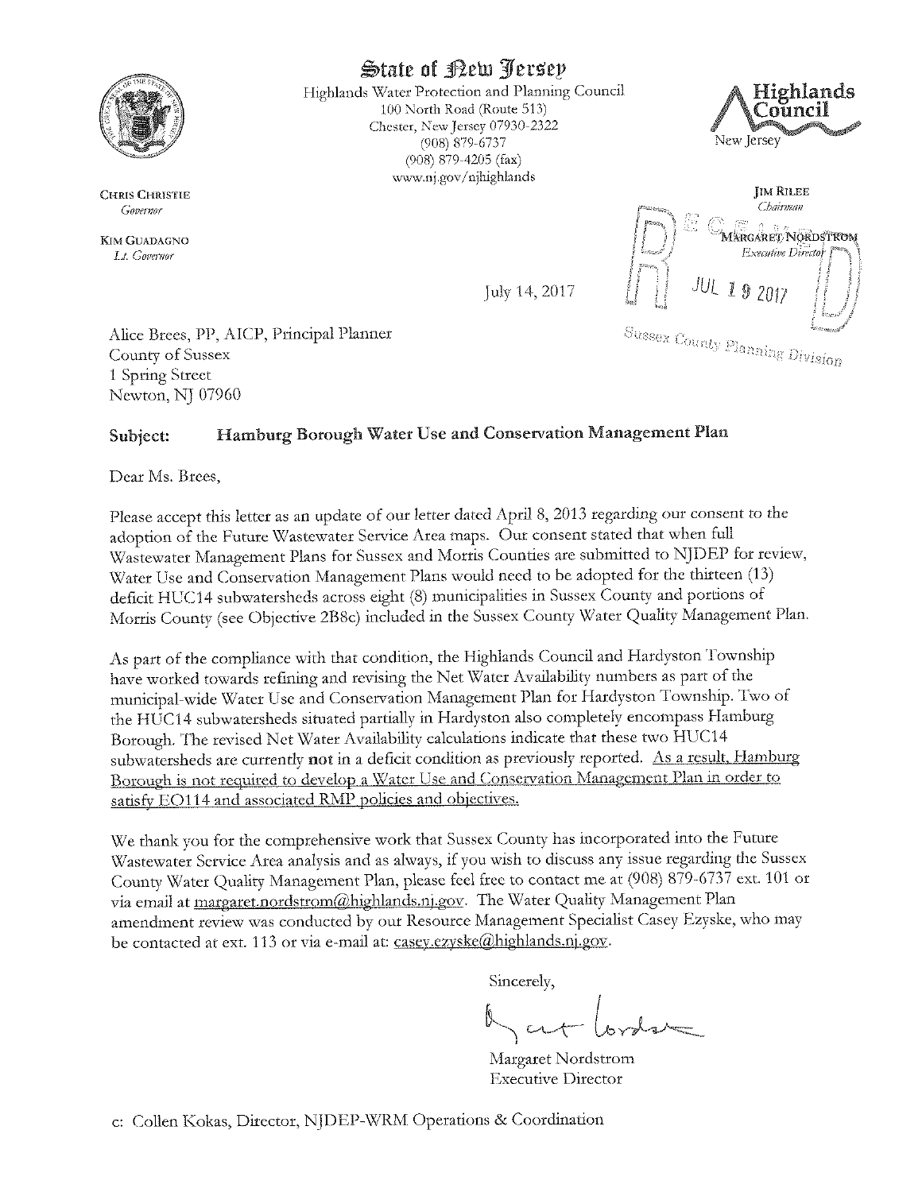State of New Jersey

Highlands Water Protection and Planning Council
100 North Road (Route 513)
Chester, New Jersey 07930-2322
(908) 879-6737
(908) 879-4205 (fax)
www.nj.gov/njhighlands

Highlands Council
New Jersey

CHRIS CHRISTIE
*Governor*

KIM GUADAGNO
*Lt. Governor*

JIM RILEE
*Chairman*

MARGARET NORDSTROM
*Executive Director*

RECEIVED
JUL 19 2017
Sussex County Planning Division

July 14, 2017

Alice Brees, PP, AICP, Principal Planner
County of Sussex
1 Spring Street
Newton, NJ 07960

**Subject: Hamburg Borough Water Use and Conservation Management Plan**

Dear Ms. Brees,

Please accept this letter as an update of our letter dated April 8, 2013 regarding our consent to the adoption of the Future Wastewater Service Area maps. Our consent stated that when full Wastewater Management Plans for Sussex and Morris Counties are submitted to NJDEP for review, Water Use and Conservation Management Plans would need to be adopted for the thirteen (13) deficit HUC14 subwatersheds across eight (8) municipalities in Sussex County and portions of Morris County (see Objective 2B8c) included in the Sussex County Water Quality Management Plan.

As part of the compliance with that condition, the Highlands Council and Hardyston Township have worked towards refining and revising the Net Water Availability numbers as part of the municipal-wide Water Use and Conservation Management Plan for Hardyston Township. Two of the HUC14 subwatersheds situated partially in Hardyston also completely encompass Hamburg Borough. The revised Net Water Availability calculations indicate that these two HUC14 subwatersheds are currently **not** in a deficit condition as previously reported. As a result, Hamburg Borough is not required to develop a Water Use and Conservation Management Plan in order to satisfy EO114 and associated RMP policies and objectives.

We thank you for the comprehensive work that Sussex County has incorporated into the Future Wastewater Service Area analysis and as always, if you wish to discuss any issue regarding the Sussex County Water Quality Management Plan, please feel free to contact me at (908) 879-6737 ext. 101 or via email at margaret.nordstrom@highlands.nj.gov. The Water Quality Management Plan amendment review was conducted by our Resource Management Specialist Casey Ezyske, who may be contacted at ext. 113 or via e-mail at: casey.ezyske@highlands.nj.gov.

Sincerely,

Margaret Nordstrom
Executive Director

c: Collen Kokas, Director, NJDEP-WRM Operations & Coordination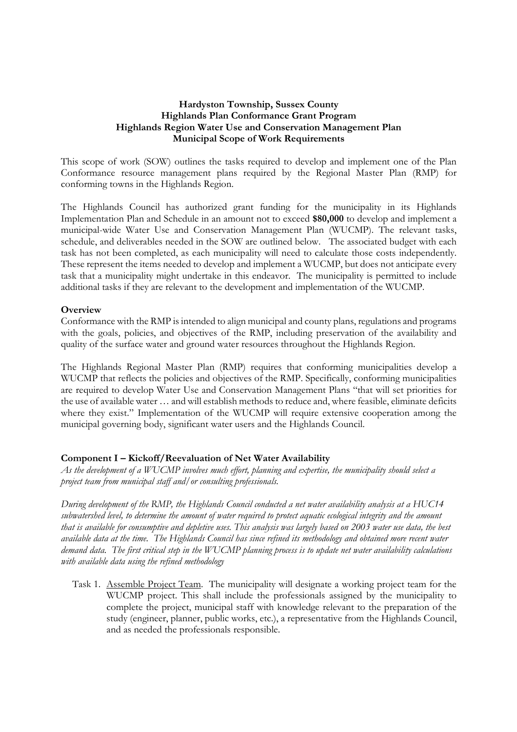**Hardyston Township, Sussex County**
**Highlands Plan Conformance Grant Program**
**Highlands Region Water Use and Conservation Management Plan**
**Municipal Scope of Work Requirements**

This scope of work (SOW) outlines the tasks required to develop and implement one of the Plan Conformance resource management plans required by the Regional Master Plan (RMP) for conforming towns in the Highlands Region.

The Highlands Council has authorized grant funding for the municipality in its Highlands Implementation Plan and Schedule in an amount not to exceed **$80,000** to develop and implement a municipal-wide Water Use and Conservation Management Plan (WUCMP). The relevant tasks, schedule, and deliverables needed in the SOW are outlined below. The associated budget with each task has not been completed, as each municipality will need to calculate those costs independently. These represent the items needed to develop and implement a WUCMP, but does not anticipate every task that a municipality might undertake in this endeavor. The municipality is permitted to include additional tasks if they are relevant to the development and implementation of the WUCMP.

**Overview**

Conformance with the RMP is intended to align municipal and county plans, regulations and programs with the goals, policies, and objectives of the RMP, including preservation of the availability and quality of the surface water and ground water resources throughout the Highlands Region.

The Highlands Regional Master Plan (RMP) requires that conforming municipalities develop a WUCMP that reflects the policies and objectives of the RMP. Specifically, conforming municipalities are required to develop Water Use and Conservation Management Plans "that will set priorities for the use of available water … and will establish methods to reduce and, where feasible, eliminate deficits where they exist." Implementation of the WUCMP will require extensive cooperation among the municipal governing body, significant water users and the Highlands Council.

**Component I – Kickoff/Reevaluation of Net Water Availability**

*As the development of a WUCMP involves much effort, planning and expertise, the municipality should select a project team from municipal staff and/or consulting professionals.*

*During development of the RMP, the Highlands Council conducted a net water availability analysis at a HUC14 subwatershed level, to determine the amount of water required to protect aquatic ecological integrity and the amount that is available for consumptive and depletive uses. This analysis was largely based on 2003 water use data, the best available data at the time. The Highlands Council has since refined its methodology and obtained more recent water demand data. The first critical step in the WUCMP planning process is to update net water availability calculations with available data using the refined methodology*

Task 1. Assemble Project Team. The municipality will designate a working project team for the WUCMP project. This shall include the professionals assigned by the municipality to complete the project, municipal staff with knowledge relevant to the preparation of the study (engineer, planner, public works, etc.), a representative from the Highlands Council, and as needed the professionals responsible.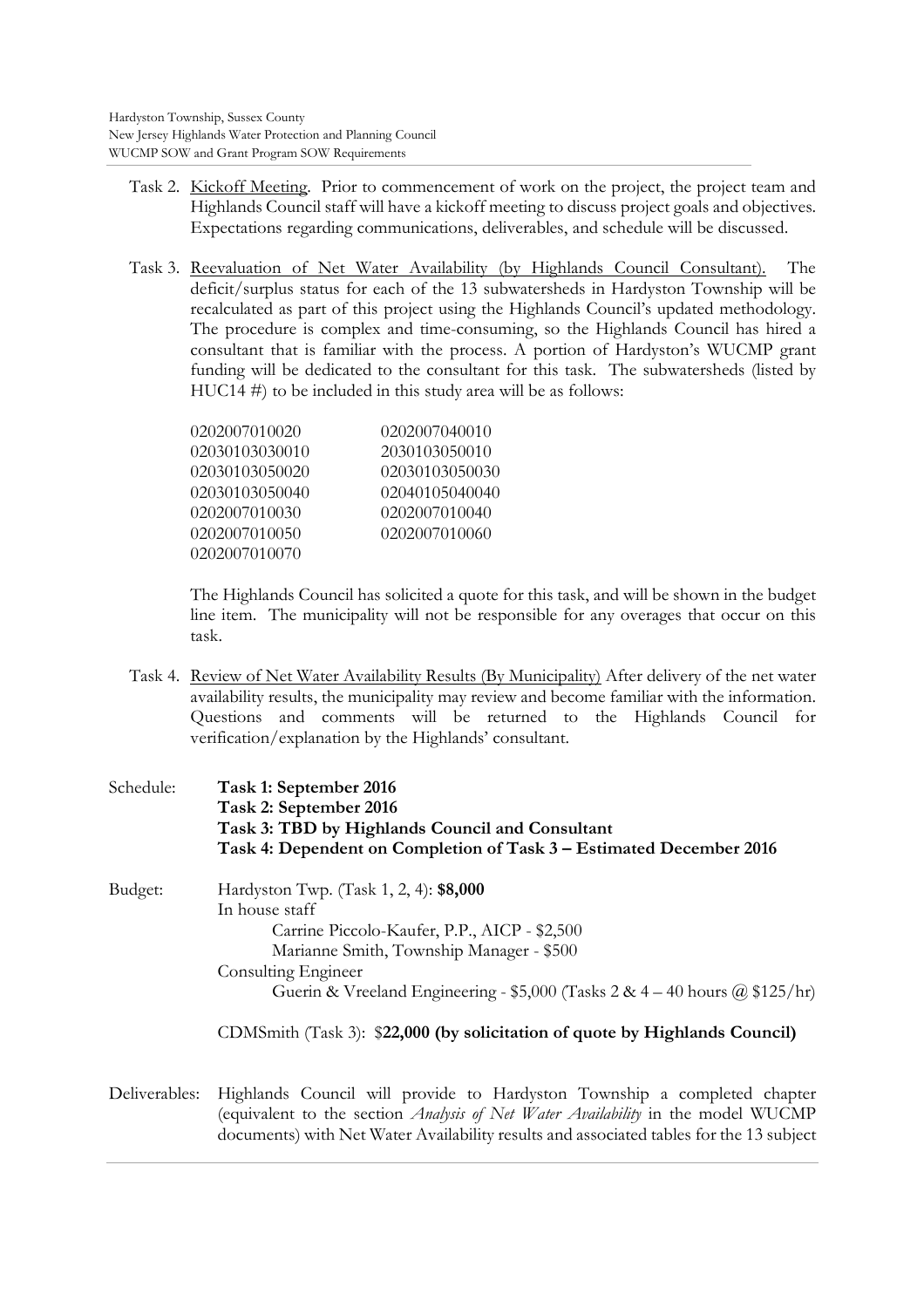Task 2. Kickoff Meeting. Prior to commencement of work on the project, the project team and Highlands Council staff will have a kickoff meeting to discuss project goals and objectives. Expectations regarding communications, deliverables, and schedule will be discussed.

Task 3. Reevaluation of Net Water Availability (by Highlands Council Consultant). The deficit/surplus status for each of the 13 subwatersheds in Hardyston Township will be recalculated as part of this project using the Highlands Council's updated methodology. The procedure is complex and time-consuming, so the Highlands Council has hired a consultant that is familiar with the process. A portion of Hardyston's WUCMP grant funding will be dedicated to the consultant for this task. The subwatersheds (listed by HUC14 #) to be included in this study area will be as follows:

| | |
|---|---|
| 0202007010020 | 0202007040010 |
| 02030103030010 | 2030103050010 |
| 02030103050020 | 02030103050030 |
| 02030103050040 | 02040105040040 |
| 0202007010030 | 0202007010040 |
| 0202007010050 | 0202007010060 |
| 0202007010070 | |

The Highlands Council has solicited a quote for this task, and will be shown in the budget line item. The municipality will not be responsible for any overages that occur on this task.

Task 4. Review of Net Water Availability Results (By Municipality) After delivery of the net water availability results, the municipality may review and become familiar with the information. Questions and comments will be returned to the Highlands Council for verification/explanation by the Highlands' consultant.

Schedule:
**Task 1: September 2016**
**Task 2: September 2016**
**Task 3: TBD by Highlands Council and Consultant**
**Task 4: Dependent on Completion of Task 3 – Estimated December 2016**

Budget:
Hardyston Twp. (Task 1, 2, 4): **$8,000**
In house staff
Carrine Piccolo-Kaufer, P.P., AICP - $2,500
Marianne Smith, Township Manager - $500
Consulting Engineer
Guerin & Vreeland Engineering - $5,000 (Tasks 2 & 4 – 40 hours @ $125/hr)

CDMSmith (Task 3): $**22,000 (by solicitation of quote by Highlands Council)**

Deliverables: Highlands Council will provide to Hardyston Township a completed chapter (equivalent to the section *Analysis of Net Water Availability* in the model WUCMP documents) with Net Water Availability results and associated tables for the 13 subject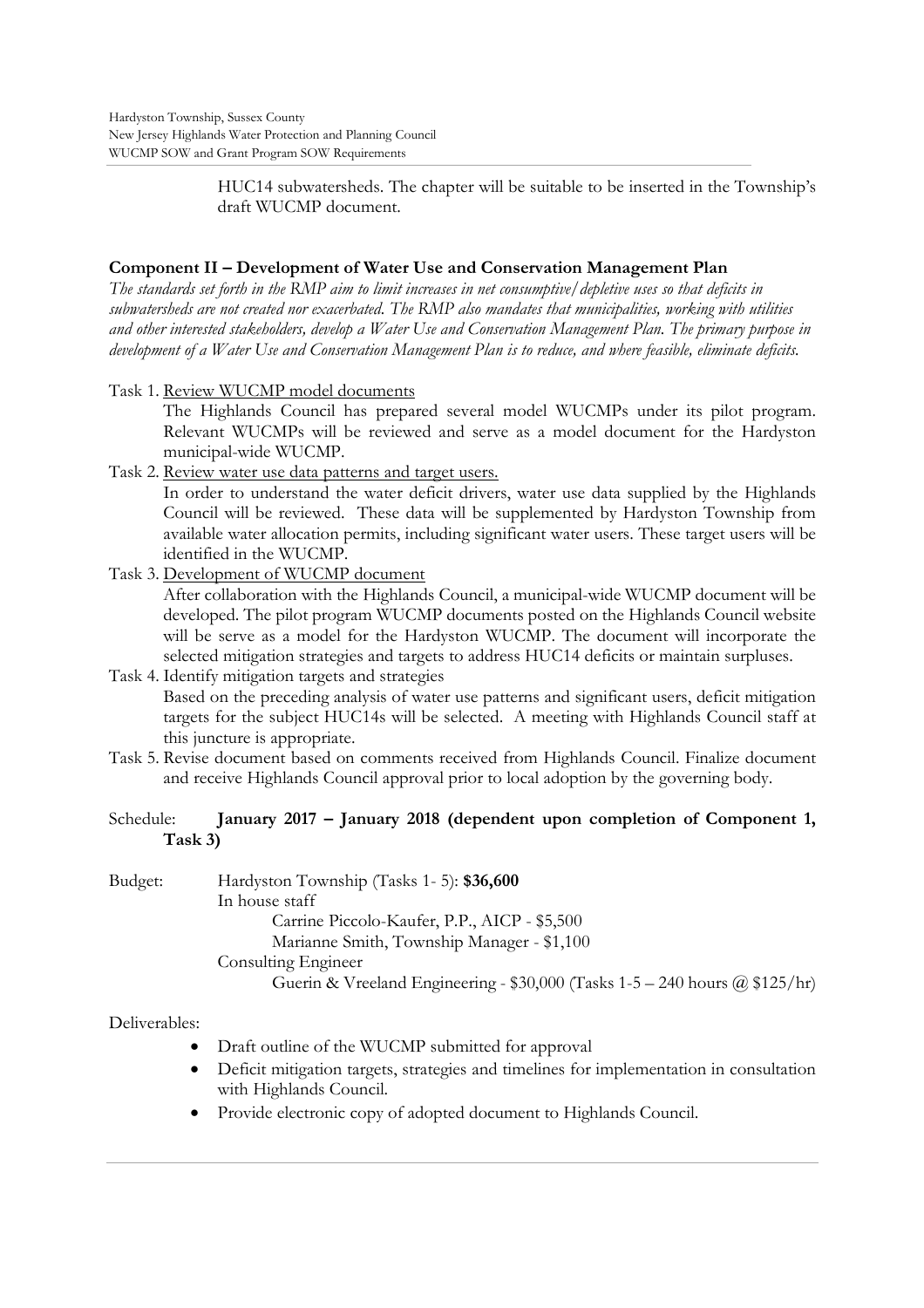HUC14 subwatersheds. The chapter will be suitable to be inserted in the Township's draft WUCMP document.

**Component II – Development of Water Use and Conservation Management Plan**

*The standards set forth in the RMP aim to limit increases in net consumptive/depletive uses so that deficits in subwatersheds are not created nor exacerbated. The RMP also mandates that municipalities, working with utilities and other interested stakeholders, develop a Water Use and Conservation Management Plan. The primary purpose in development of a Water Use and Conservation Management Plan is to reduce, and where feasible, eliminate deficits.*

Task 1. Review WUCMP model documents

The Highlands Council has prepared several model WUCMPs under its pilot program. Relevant WUCMPs will be reviewed and serve as a model document for the Hardyston municipal-wide WUCMP.

Task 2. Review water use data patterns and target users.

In order to understand the water deficit drivers, water use data supplied by the Highlands Council will be reviewed. These data will be supplemented by Hardyston Township from available water allocation permits, including significant water users. These target users will be identified in the WUCMP.

Task 3. Development of WUCMP document

After collaboration with the Highlands Council, a municipal-wide WUCMP document will be developed. The pilot program WUCMP documents posted on the Highlands Council website will be serve as a model for the Hardyston WUCMP. The document will incorporate the selected mitigation strategies and targets to address HUC14 deficits or maintain surpluses.

Task 4. Identify mitigation targets and strategies

Based on the preceding analysis of water use patterns and significant users, deficit mitigation targets for the subject HUC14s will be selected. A meeting with Highlands Council staff at this juncture is appropriate.

Task 5. Revise document based on comments received from Highlands Council. Finalize document and receive Highlands Council approval prior to local adoption by the governing body.

Schedule: **January 2017 – January 2018 (dependent upon completion of Component 1, Task 3)**

Budget: Hardyston Township (Tasks 1- 5): **$36,600**

In house staff

Carrine Piccolo-Kaufer, P.P., AICP - $5,500

Marianne Smith, Township Manager - $1,100

Consulting Engineer

Guerin & Vreeland Engineering - $30,000 (Tasks 1-5 – 240 hours @ $125/hr)

Deliverables:

- Draft outline of the WUCMP submitted for approval
- Deficit mitigation targets, strategies and timelines for implementation in consultation with Highlands Council.
- Provide electronic copy of adopted document to Highlands Council.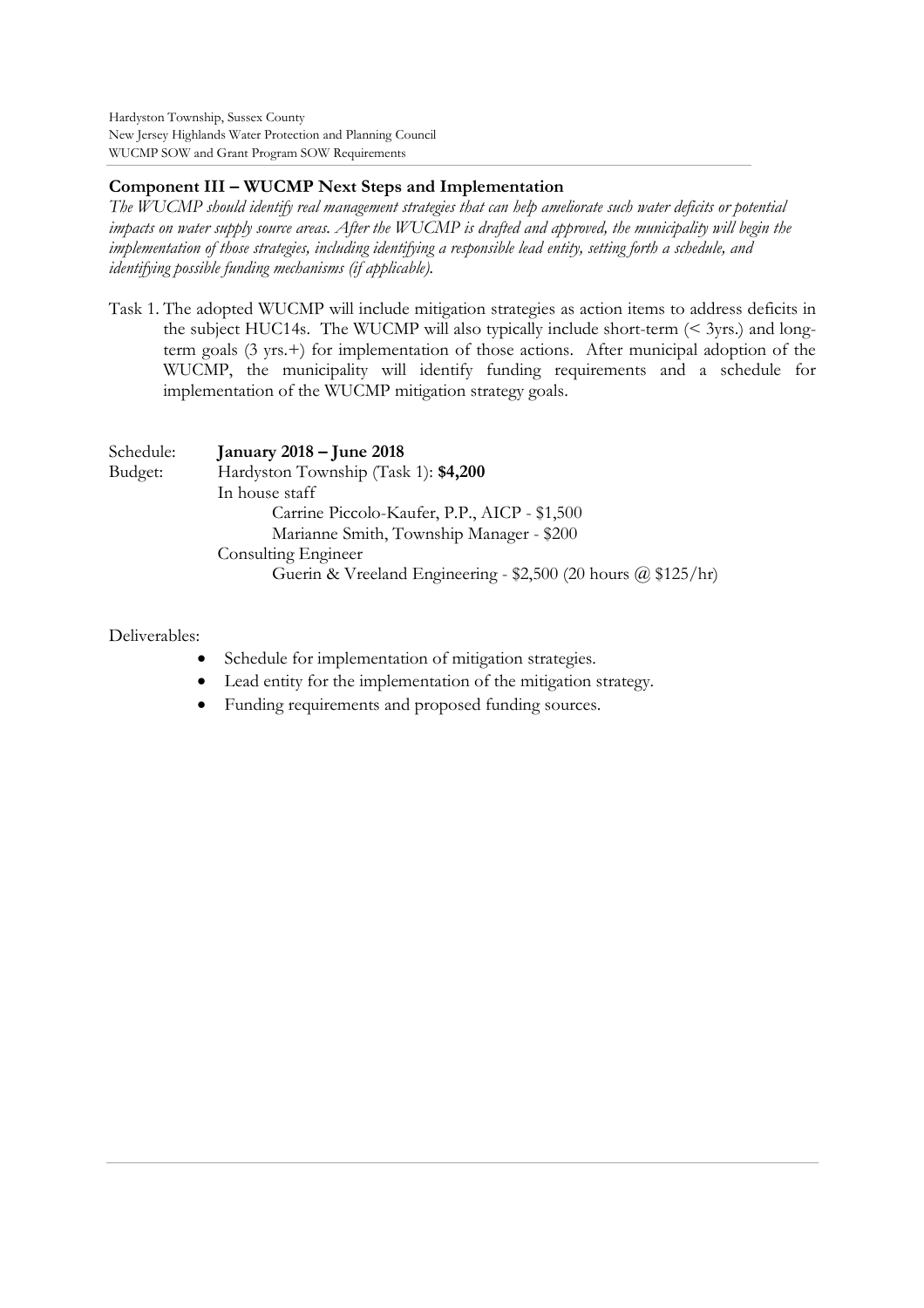**Component III – WUCMP Next Steps and Implementation**

*The WUCMP should identify real management strategies that can help ameliorate such water deficits or potential impacts on water supply source areas. After the WUCMP is drafted and approved, the municipality will begin the implementation of those strategies, including identifying a responsible lead entity, setting forth a schedule, and identifying possible funding mechanisms (if applicable).*

Task 1. The adopted WUCMP will include mitigation strategies as action items to address deficits in the subject HUC14s. The WUCMP will also typically include short-term (< 3yrs.) and long-term goals (3 yrs.+) for implementation of those actions. After municipal adoption of the WUCMP, the municipality will identify funding requirements and a schedule for implementation of the WUCMP mitigation strategy goals.

Schedule: **January 2018 – June 2018**

Budget: Hardyston Township (Task 1): **$4,200**

In house staff

Carrine Piccolo-Kaufer, P.P., AICP - $1,500

Marianne Smith, Township Manager - $200

Consulting Engineer

Guerin & Vreeland Engineering - $2,500 (20 hours @ $125/hr)

Deliverables:

- Schedule for implementation of mitigation strategies.
- Lead entity for the implementation of the mitigation strategy.
- Funding requirements and proposed funding sources.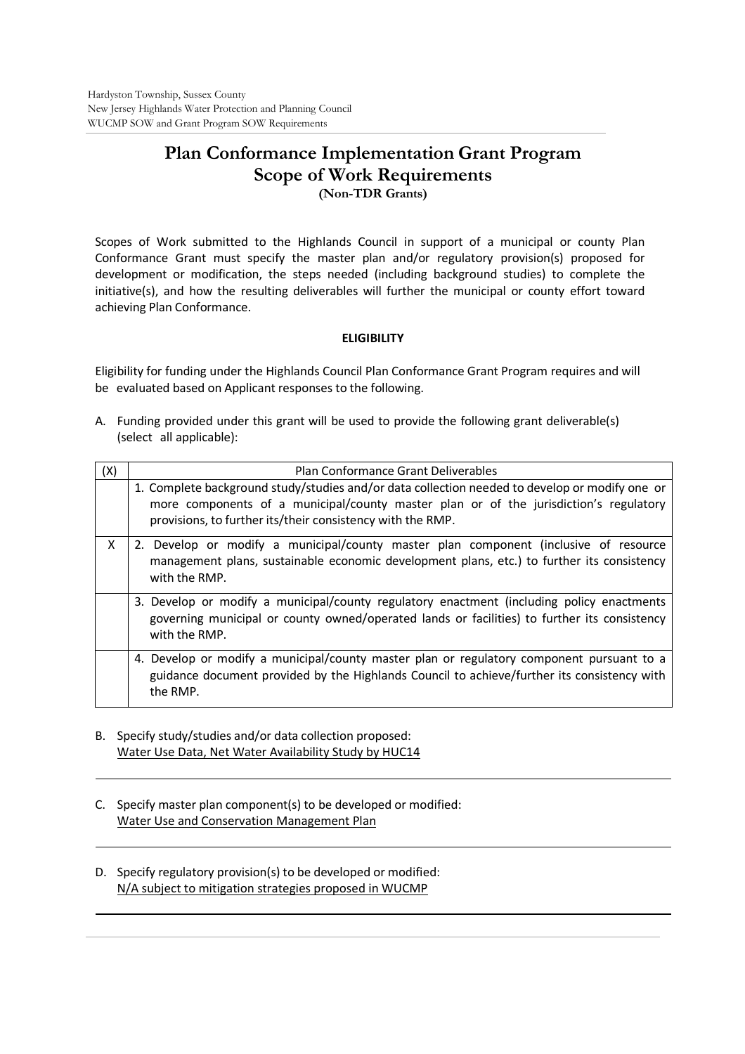# Plan Conformance Implementation Grant Program
## Scope of Work Requirements
**(Non-TDR Grants)**

Scopes of Work submitted to the Highlands Council in support of a municipal or county Plan Conformance Grant must specify the master plan and/or regulatory provision(s) proposed for development or modification, the steps needed (including background studies) to complete the initiative(s), and how the resulting deliverables will further the municipal or county effort toward achieving Plan Conformance.

**ELIGIBILITY**

Eligibility for funding under the Highlands Council Plan Conformance Grant Program requires and will be evaluated based on Applicant responses to the following.

A. Funding provided under this grant will be used to provide the following grant deliverable(s) (select all applicable):

| (X) | Plan Conformance Grant Deliverables |
|---|---|
| | 1. Complete background study/studies and/or data collection needed to develop or modify one or more components of a municipal/county master plan or of the jurisdiction's regulatory provisions, to further its/their consistency with the RMP. |
| X | 2. Develop or modify a municipal/county master plan component (inclusive of resource management plans, sustainable economic development plans, etc.) to further its consistency with the RMP. |
| | 3. Develop or modify a municipal/county regulatory enactment (including policy enactments governing municipal or county owned/operated lands or facilities) to further its consistency with the RMP. |
| | 4. Develop or modify a municipal/county master plan or regulatory component pursuant to a guidance document provided by the Highlands Council to achieve/further its consistency with the RMP. |

B. Specify study/studies and/or data collection proposed:
Water Use Data, Net Water Availability Study by HUC14

C. Specify master plan component(s) to be developed or modified:
Water Use and Conservation Management Plan

D. Specify regulatory provision(s) to be developed or modified:
N/A subject to mitigation strategies proposed in WUCMP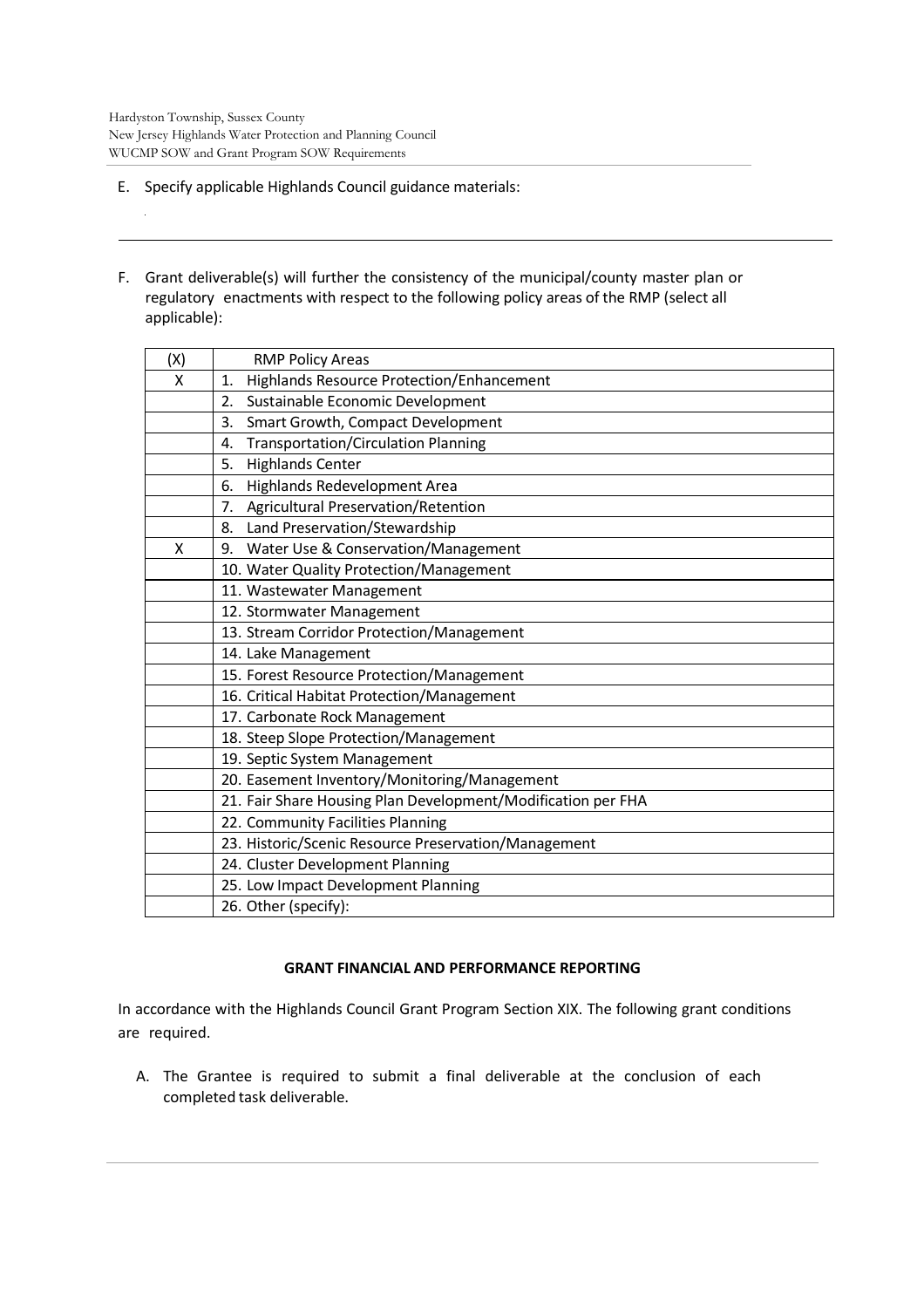E. Specify applicable Highlands Council guidance materials:

F. Grant deliverable(s) will further the consistency of the municipal/county master plan or regulatory enactments with respect to the following policy areas of the RMP (select all applicable):

| (X) | RMP Policy Areas |
|---|---|
| X | 1. Highlands Resource Protection/Enhancement |
| | 2. Sustainable Economic Development |
| | 3. Smart Growth, Compact Development |
| | 4. Transportation/Circulation Planning |
| | 5. Highlands Center |
| | 6. Highlands Redevelopment Area |
| | 7. Agricultural Preservation/Retention |
| | 8. Land Preservation/Stewardship |
| X | 9. Water Use & Conservation/Management |
| | 10. Water Quality Protection/Management |
| | 11. Wastewater Management |
| | 12. Stormwater Management |
| | 13. Stream Corridor Protection/Management |
| | 14. Lake Management |
| | 15. Forest Resource Protection/Management |
| | 16. Critical Habitat Protection/Management |
| | 17. Carbonate Rock Management |
| | 18. Steep Slope Protection/Management |
| | 19. Septic System Management |
| | 20. Easement Inventory/Monitoring/Management |
| | 21. Fair Share Housing Plan Development/Modification per FHA |
| | 22. Community Facilities Planning |
| | 23. Historic/Scenic Resource Preservation/Management |
| | 24. Cluster Development Planning |
| | 25. Low Impact Development Planning |
| | 26. Other (specify): |

**GRANT FINANCIAL AND PERFORMANCE REPORTING**

In accordance with the Highlands Council Grant Program Section XIX. The following grant conditions are required.

A. The Grantee is required to submit a final deliverable at the conclusion of each completed task deliverable.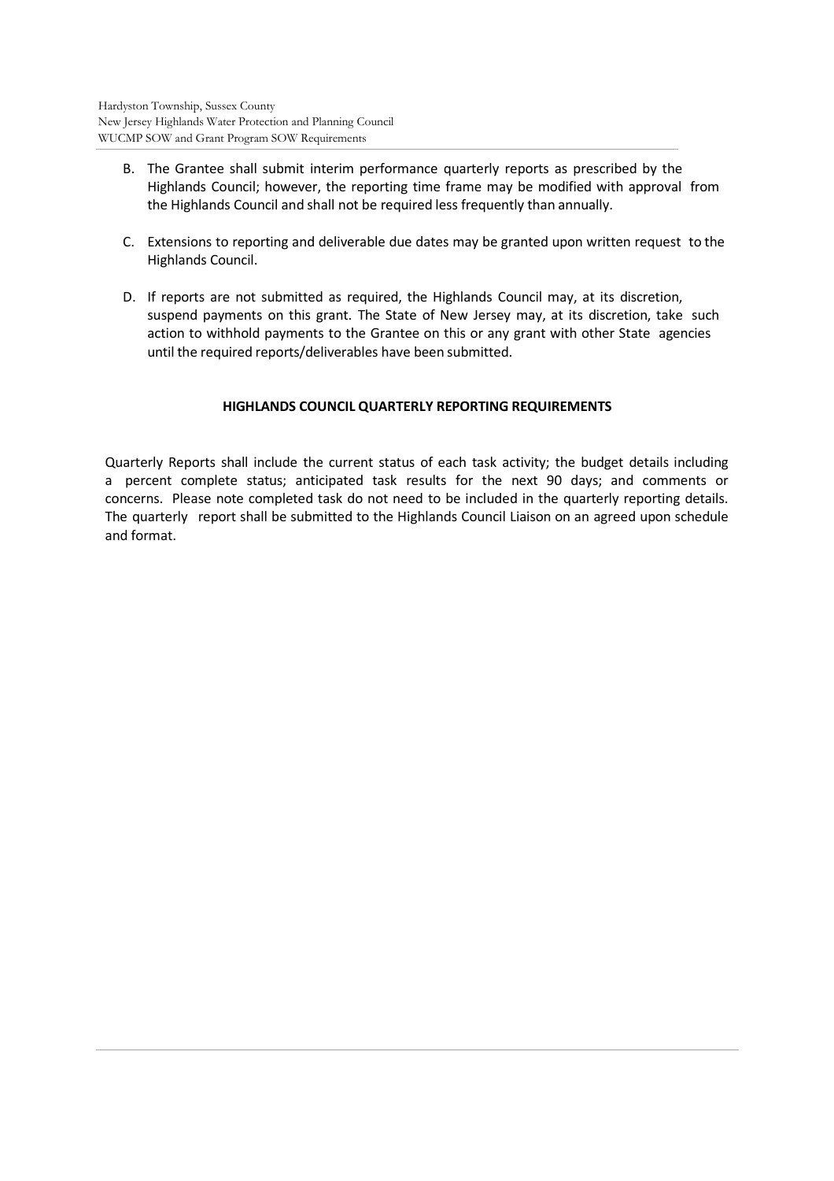B. The Grantee shall submit interim performance quarterly reports as prescribed by the Highlands Council; however, the reporting time frame may be modified with approval from the Highlands Council and shall not be required less frequently than annually.

C. Extensions to reporting and deliverable due dates may be granted upon written request to the Highlands Council.

D. If reports are not submitted as required, the Highlands Council may, at its discretion, suspend payments on this grant. The State of New Jersey may, at its discretion, take such action to withhold payments to the Grantee on this or any grant with other State agencies until the required reports/deliverables have been submitted.

**HIGHLANDS COUNCIL QUARTERLY REPORTING REQUIREMENTS**

Quarterly Reports shall include the current status of each task activity; the budget details including a percent complete status; anticipated task results for the next 90 days; and comments or concerns. Please note completed task do not need to be included in the quarterly reporting details. The quarterly report shall be submitted to the Highlands Council Liaison on an agreed upon schedule and format.